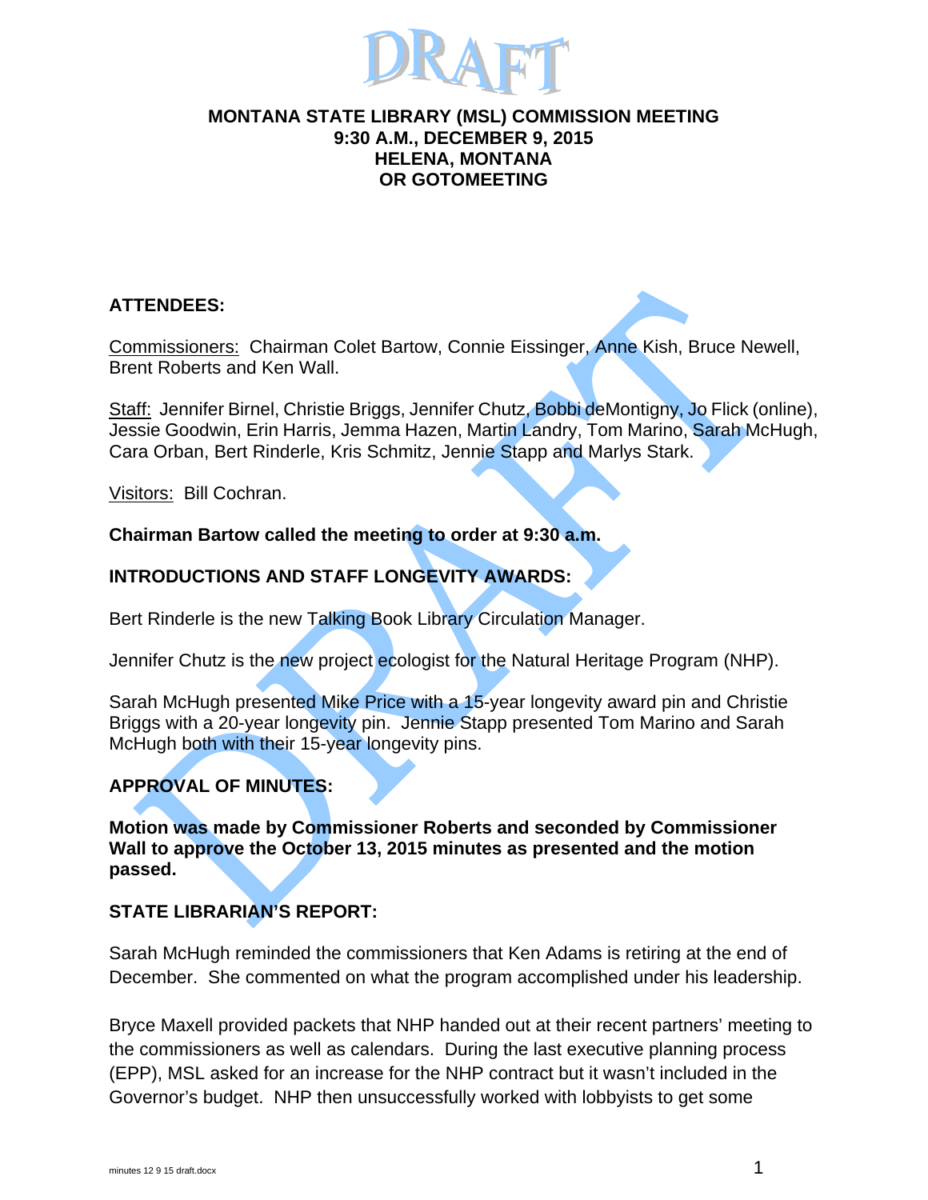# DRAFT

**MONTANA STATE LIBRARY (MSL) COMMISSION MEETING**
**9:30 A.M., DECEMBER 9, 2015**
**HELENA, MONTANA**
**OR GOTOMEETING**

**ATTENDEES:**

Commissioners: Chairman Colet Bartow, Connie Eissinger, Anne Kish, Bruce Newell, Brent Roberts and Ken Wall.

Staff: Jennifer Birnel, Christie Briggs, Jennifer Chutz, Bobbi deMontigny, Jo Flick (online), Jessie Goodwin, Erin Harris, Jemma Hazen, Martin Landry, Tom Marino, Sarah McHugh, Cara Orban, Bert Rinderle, Kris Schmitz, Jennie Stapp and Marlys Stark.

Visitors: Bill Cochran.

**Chairman Bartow called the meeting to order at 9:30 a.m.**

**INTRODUCTIONS AND STAFF LONGEVITY AWARDS:**

Bert Rinderle is the new Talking Book Library Circulation Manager.

Jennifer Chutz is the new project ecologist for the Natural Heritage Program (NHP).

Sarah McHugh presented Mike Price with a 15-year longevity award pin and Christie Briggs with a 20-year longevity pin. Jennie Stapp presented Tom Marino and Sarah McHugh both with their 15-year longevity pins.

**APPROVAL OF MINUTES:**

**Motion was made by Commissioner Roberts and seconded by Commissioner Wall to approve the October 13, 2015 minutes as presented and the motion passed.**

**STATE LIBRARIAN'S REPORT:**

Sarah McHugh reminded the commissioners that Ken Adams is retiring at the end of December. She commented on what the program accomplished under his leadership.

Bryce Maxell provided packets that NHP handed out at their recent partners' meeting to the commissioners as well as calendars. During the last executive planning process (EPP), MSL asked for an increase for the NHP contract but it wasn't included in the Governor's budget. NHP then unsuccessfully worked with lobbyists to get some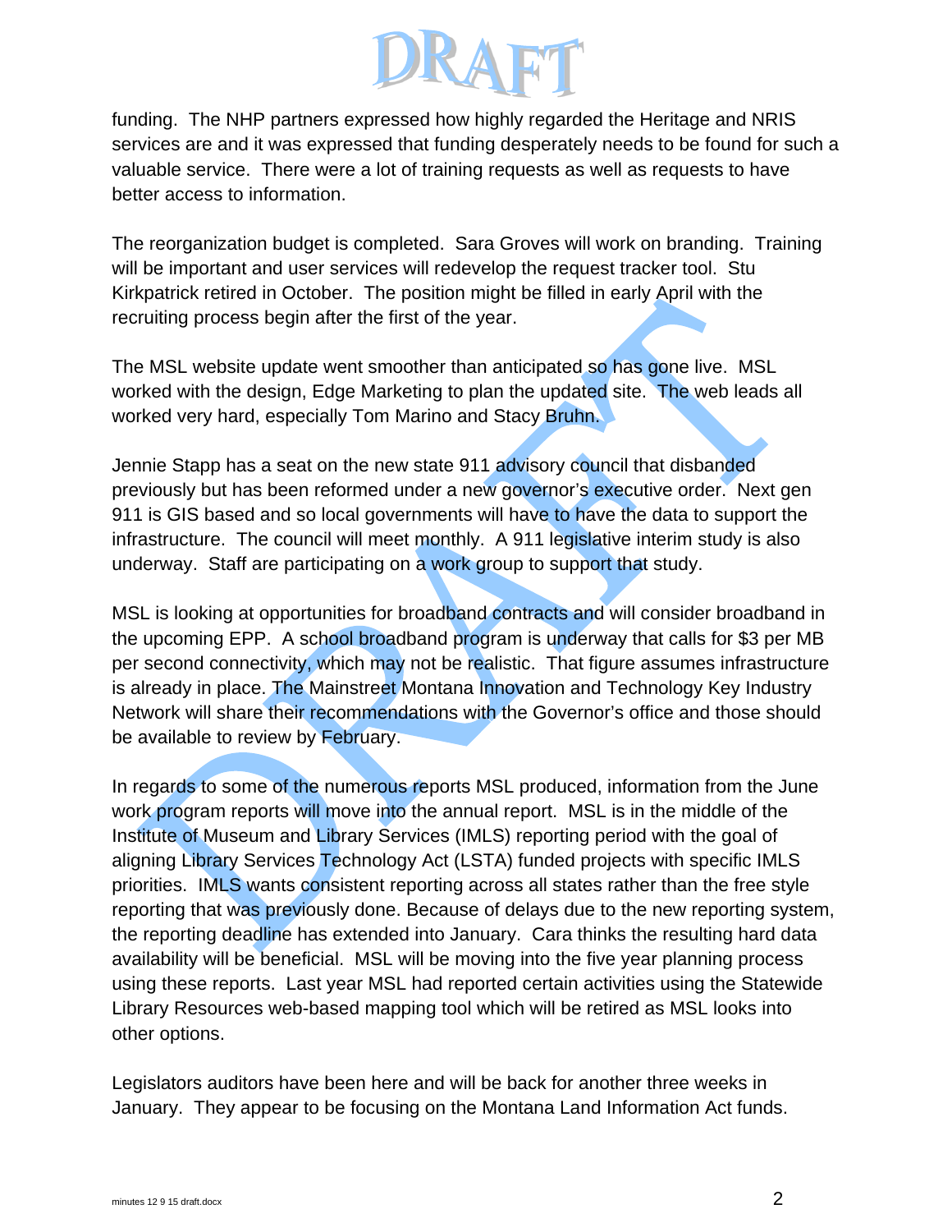funding. The NHP partners expressed how highly regarded the Heritage and NRIS services are and it was expressed that funding desperately needs to be found for such a valuable service. There were a lot of training requests as well as requests to have better access to information.

The reorganization budget is completed. Sara Groves will work on branding. Training will be important and user services will redevelop the request tracker tool. Stu Kirkpatrick retired in October. The position might be filled in early April with the recruiting process begin after the first of the year.

The MSL website update went smoother than anticipated so has gone live. MSL worked with the design, Edge Marketing to plan the updated site. The web leads all worked very hard, especially Tom Marino and Stacy Bruhn.

Jennie Stapp has a seat on the new state 911 advisory council that disbanded previously but has been reformed under a new governor's executive order. Next gen 911 is GIS based and so local governments will have to have the data to support the infrastructure. The council will meet monthly. A 911 legislative interim study is also underway. Staff are participating on a work group to support that study.

MSL is looking at opportunities for broadband contracts and will consider broadband in the upcoming EPP. A school broadband program is underway that calls for $3 per MB per second connectivity, which may not be realistic. That figure assumes infrastructure is already in place. The Mainstreet Montana Innovation and Technology Key Industry Network will share their recommendations with the Governor's office and those should be available to review by February.

In regards to some of the numerous reports MSL produced, information from the June work program reports will move into the annual report. MSL is in the middle of the Institute of Museum and Library Services (IMLS) reporting period with the goal of aligning Library Services Technology Act (LSTA) funded projects with specific IMLS priorities. IMLS wants consistent reporting across all states rather than the free style reporting that was previously done. Because of delays due to the new reporting system, the reporting deadline has extended into January. Cara thinks the resulting hard data availability will be beneficial. MSL will be moving into the five year planning process using these reports. Last year MSL had reported certain activities using the Statewide Library Resources web-based mapping tool which will be retired as MSL looks into other options.

Legislators auditors have been here and will be back for another three weeks in January. They appear to be focusing on the Montana Land Information Act funds.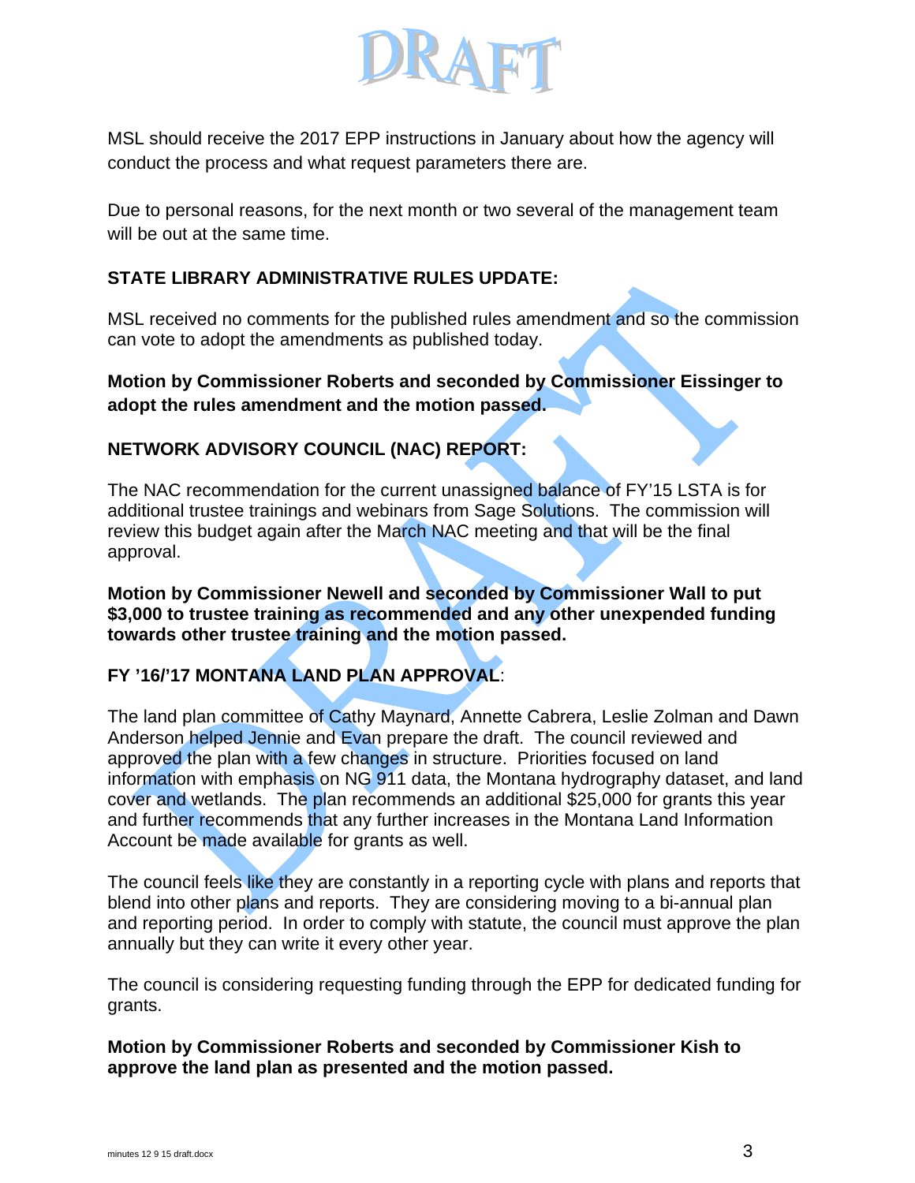MSL should receive the 2017 EPP instructions in January about how the agency will conduct the process and what request parameters there are.

Due to personal reasons, for the next month or two several of the management team will be out at the same time.

**STATE LIBRARY ADMINISTRATIVE RULES UPDATE:**

MSL received no comments for the published rules amendment and so the commission can vote to adopt the amendments as published today.

**Motion by Commissioner Roberts and seconded by Commissioner Eissinger to adopt the rules amendment and the motion passed.**

**NETWORK ADVISORY COUNCIL (NAC) REPORT:**

The NAC recommendation for the current unassigned balance of FY'15 LSTA is for additional trustee trainings and webinars from Sage Solutions. The commission will review this budget again after the March NAC meeting and that will be the final approval.

**Motion by Commissioner Newell and seconded by Commissioner Wall to put $3,000 to trustee training as recommended and any other unexpended funding towards other trustee training and the motion passed.**

**FY '16/'17 MONTANA LAND PLAN APPROVAL**:

The land plan committee of Cathy Maynard, Annette Cabrera, Leslie Zolman and Dawn Anderson helped Jennie and Evan prepare the draft. The council reviewed and approved the plan with a few changes in structure. Priorities focused on land information with emphasis on NG 911 data, the Montana hydrography dataset, and land cover and wetlands. The plan recommends an additional $25,000 for grants this year and further recommends that any further increases in the Montana Land Information Account be made available for grants as well.

The council feels like they are constantly in a reporting cycle with plans and reports that blend into other plans and reports. They are considering moving to a bi-annual plan and reporting period. In order to comply with statute, the council must approve the plan annually but they can write it every other year.

The council is considering requesting funding through the EPP for dedicated funding for grants.

**Motion by Commissioner Roberts and seconded by Commissioner Kish to approve the land plan as presented and the motion passed.**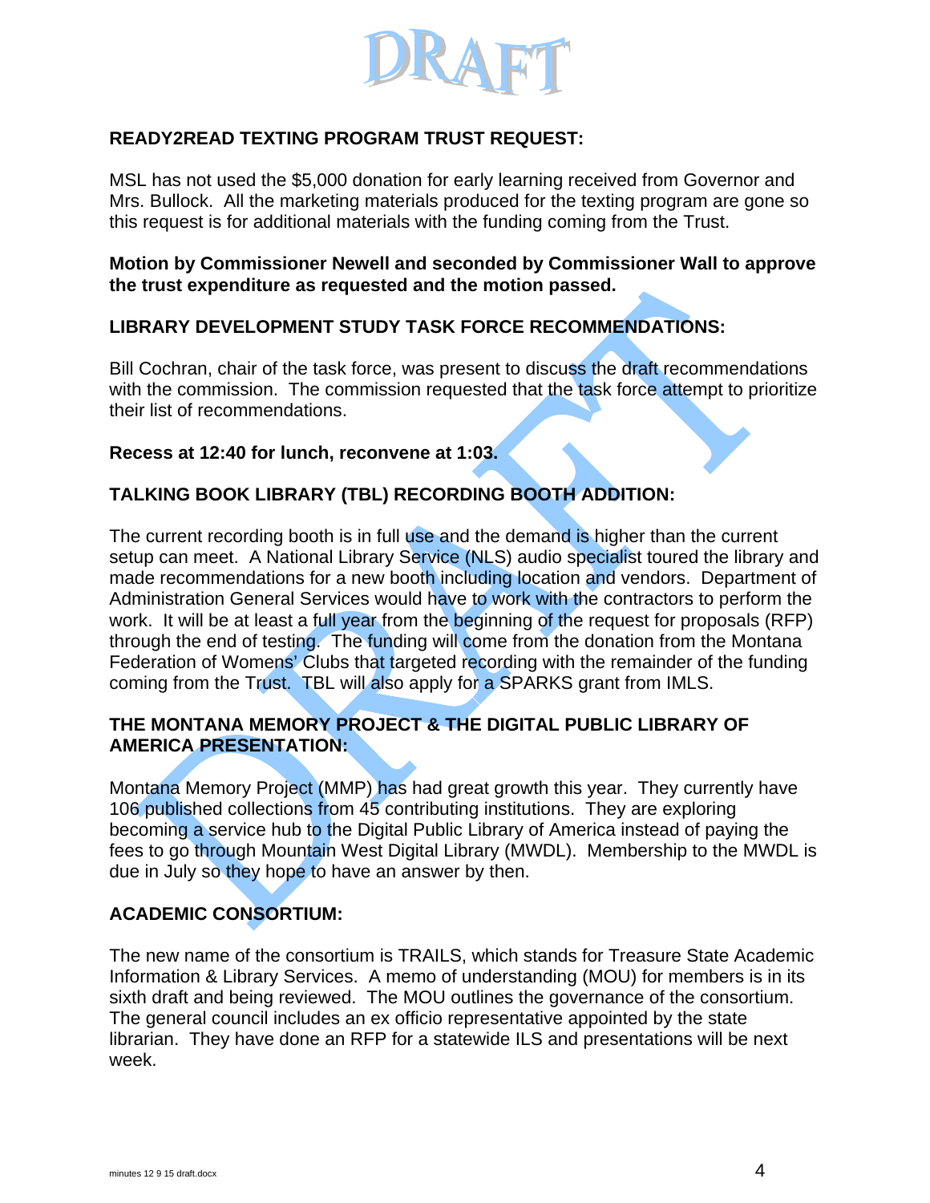**READY2READ TEXTING PROGRAM TRUST REQUEST:**

MSL has not used the $5,000 donation for early learning received from Governor and Mrs. Bullock. All the marketing materials produced for the texting program are gone so this request is for additional materials with the funding coming from the Trust.

**Motion by Commissioner Newell and seconded by Commissioner Wall to approve the trust expenditure as requested and the motion passed.**

**LIBRARY DEVELOPMENT STUDY TASK FORCE RECOMMENDATIONS:**

Bill Cochran, chair of the task force, was present to discuss the draft recommendations with the commission. The commission requested that the task force attempt to prioritize their list of recommendations.

**Recess at 12:40 for lunch, reconvene at 1:03.**

**TALKING BOOK LIBRARY (TBL) RECORDING BOOTH ADDITION:**

The current recording booth is in full use and the demand is higher than the current setup can meet. A National Library Service (NLS) audio specialist toured the library and made recommendations for a new booth including location and vendors. Department of Administration General Services would have to work with the contractors to perform the work. It will be at least a full year from the beginning of the request for proposals (RFP) through the end of testing. The funding will come from the donation from the Montana Federation of Womens' Clubs that targeted recording with the remainder of the funding coming from the Trust. TBL will also apply for a SPARKS grant from IMLS.

**THE MONTANA MEMORY PROJECT & THE DIGITAL PUBLIC LIBRARY OF AMERICA PRESENTATION:**

Montana Memory Project (MMP) has had great growth this year. They currently have 106 published collections from 45 contributing institutions. They are exploring becoming a service hub to the Digital Public Library of America instead of paying the fees to go through Mountain West Digital Library (MWDL). Membership to the MWDL is due in July so they hope to have an answer by then.

**ACADEMIC CONSORTIUM:**

The new name of the consortium is TRAILS, which stands for Treasure State Academic Information & Library Services. A memo of understanding (MOU) for members is in its sixth draft and being reviewed. The MOU outlines the governance of the consortium. The general council includes an ex officio representative appointed by the state librarian. They have done an RFP for a statewide ILS and presentations will be next week.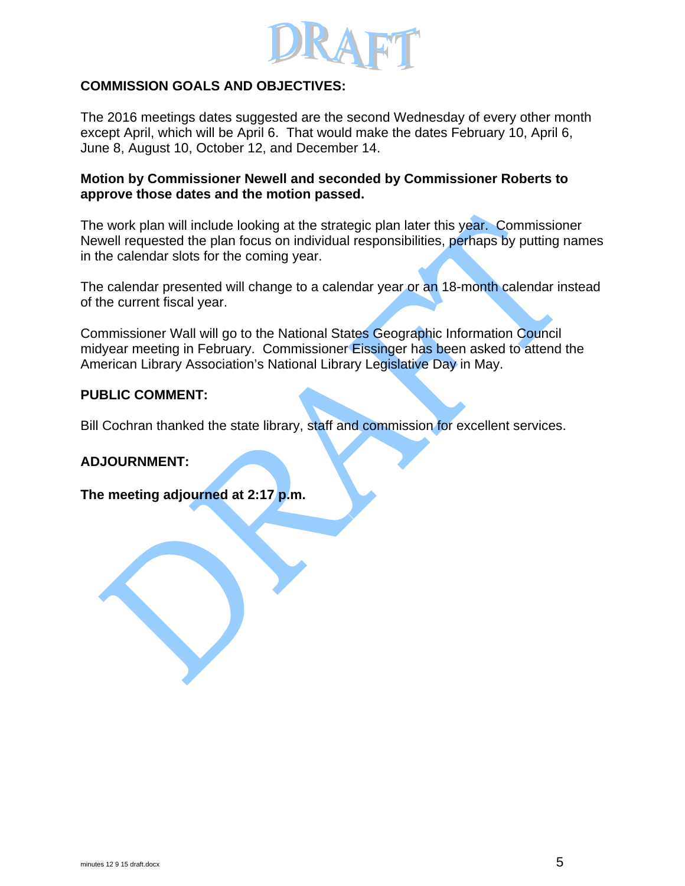**COMMISSION GOALS AND OBJECTIVES:**

The 2016 meetings dates suggested are the second Wednesday of every other month except April, which will be April 6. That would make the dates February 10, April 6, June 8, August 10, October 12, and December 14.

**Motion by Commissioner Newell and seconded by Commissioner Roberts to approve those dates and the motion passed.**

The work plan will include looking at the strategic plan later this year. Commissioner Newell requested the plan focus on individual responsibilities, perhaps by putting names in the calendar slots for the coming year.

The calendar presented will change to a calendar year or an 18-month calendar instead of the current fiscal year.

Commissioner Wall will go to the National States Geographic Information Council midyear meeting in February. Commissioner Eissinger has been asked to attend the American Library Association's National Library Legislative Day in May.

**PUBLIC COMMENT:**

Bill Cochran thanked the state library, staff and commission for excellent services.

**ADJOURNMENT:**

**The meeting adjourned at 2:17 p.m.**